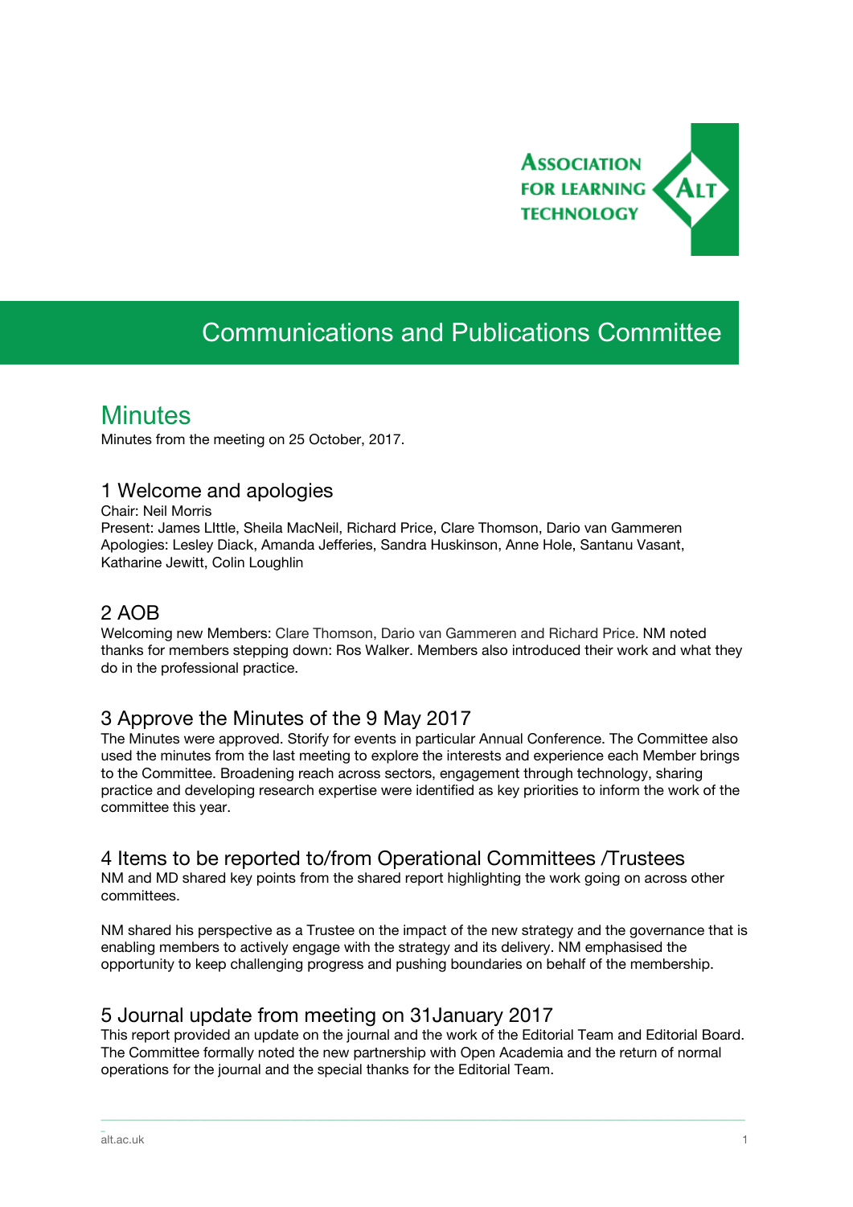# Communications and Publications Committee

## Minutes

Minutes from the meeting on 25 October, 2017.

### 1 Welcome and apologies

Chair: Neil Morris
Present: James LIttle, Sheila MacNeil, Richard Price, Clare Thomson, Dario van Gammeren
Apologies: Lesley Diack, Amanda Jefferies, Sandra Huskinson, Anne Hole, Santanu Vasant, Katharine Jewitt, Colin Loughlin

### 2 AOB

Welcoming new Members: Clare Thomson, Dario van Gammeren and Richard Price. NM noted thanks for members stepping down: Ros Walker. Members also introduced their work and what they do in the professional practice.

### 3 Approve the Minutes of the 9 May 2017

The Minutes were approved. Storify for events in particular Annual Conference. The Committee also used the minutes from the last meeting to explore the interests and experience each Member brings to the Committee. Broadening reach across sectors, engagement through technology, sharing practice and developing research expertise were identified as key priorities to inform the work of the committee this year.

### 4 Items to be reported to/from Operational Committees /Trustees

NM and MD shared key points from the shared report highlighting the work going on across other committees.

NM shared his perspective as a Trustee on the impact of the new strategy and the governance that is enabling members to actively engage with the strategy and its delivery. NM emphasised the opportunity to keep challenging progress and pushing boundaries on behalf of the membership.

### 5 Journal update from meeting on 31January 2017

This report provided an update on the journal and the work of the Editorial Team and Editorial Board. The Committee formally noted the new partnership with Open Academia and the return of normal operations for the journal and the special thanks for the Editorial Team.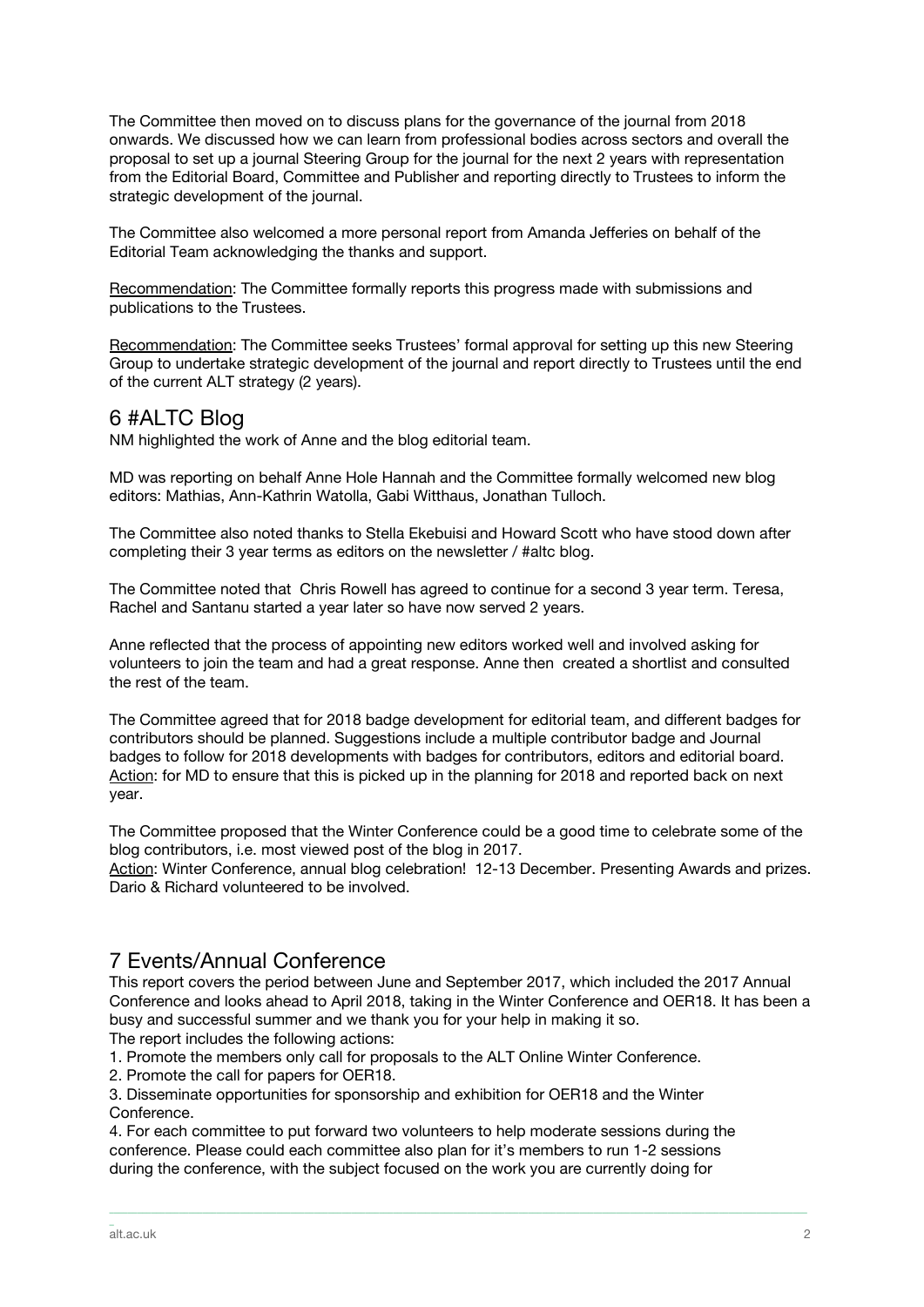The Committee then moved on to discuss plans for the governance of the journal from 2018 onwards. We discussed how we can learn from professional bodies across sectors and overall the proposal to set up a journal Steering Group for the journal for the next 2 years with representation from the Editorial Board, Committee and Publisher and reporting directly to Trustees to inform the strategic development of the journal.

The Committee also welcomed a more personal report from Amanda Jefferies on behalf of the Editorial Team acknowledging the thanks and support.

Recommendation: The Committee formally reports this progress made with submissions and publications to the Trustees.

Recommendation: The Committee seeks Trustees' formal approval for setting up this new Steering Group to undertake strategic development of the journal and report directly to Trustees until the end of the current ALT strategy (2 years).

## 6 #ALTC Blog

NM highlighted the work of Anne and the blog editorial team.

MD was reporting on behalf Anne Hole Hannah and the Committee formally welcomed new blog editors: Mathias, Ann-Kathrin Watolla, Gabi Witthaus, Jonathan Tulloch.

The Committee also noted thanks to Stella Ekebuisi and Howard Scott who have stood down after completing their 3 year terms as editors on the newsletter / #altc blog.

The Committee noted that Chris Rowell has agreed to continue for a second 3 year term. Teresa, Rachel and Santanu started a year later so have now served 2 years.

Anne reflected that the process of appointing new editors worked well and involved asking for volunteers to join the team and had a great response. Anne then created a shortlist and consulted the rest of the team.

The Committee agreed that for 2018 badge development for editorial team, and different badges for contributors should be planned. Suggestions include a multiple contributor badge and Journal badges to follow for 2018 developments with badges for contributors, editors and editorial board. Action: for MD to ensure that this is picked up in the planning for 2018 and reported back on next year.

The Committee proposed that the Winter Conference could be a good time to celebrate some of the blog contributors, i.e. most viewed post of the blog in 2017.
Action: Winter Conference, annual blog celebration! 12-13 December. Presenting Awards and prizes. Dario & Richard volunteered to be involved.

## 7 Events/Annual Conference

This report covers the period between June and September 2017, which included the 2017 Annual Conference and looks ahead to April 2018, taking in the Winter Conference and OER18. It has been a busy and successful summer and we thank you for your help in making it so.
The report includes the following actions:

1. Promote the members only call for proposals to the ALT Online Winter Conference.
2. Promote the call for papers for OER18.
3. Disseminate opportunities for sponsorship and exhibition for OER18 and the Winter Conference.
4. For each committee to put forward two volunteers to help moderate sessions during the conference. Please could each committee also plan for it's members to run 1-2 sessions during the conference, with the subject focused on the work you are currently doing for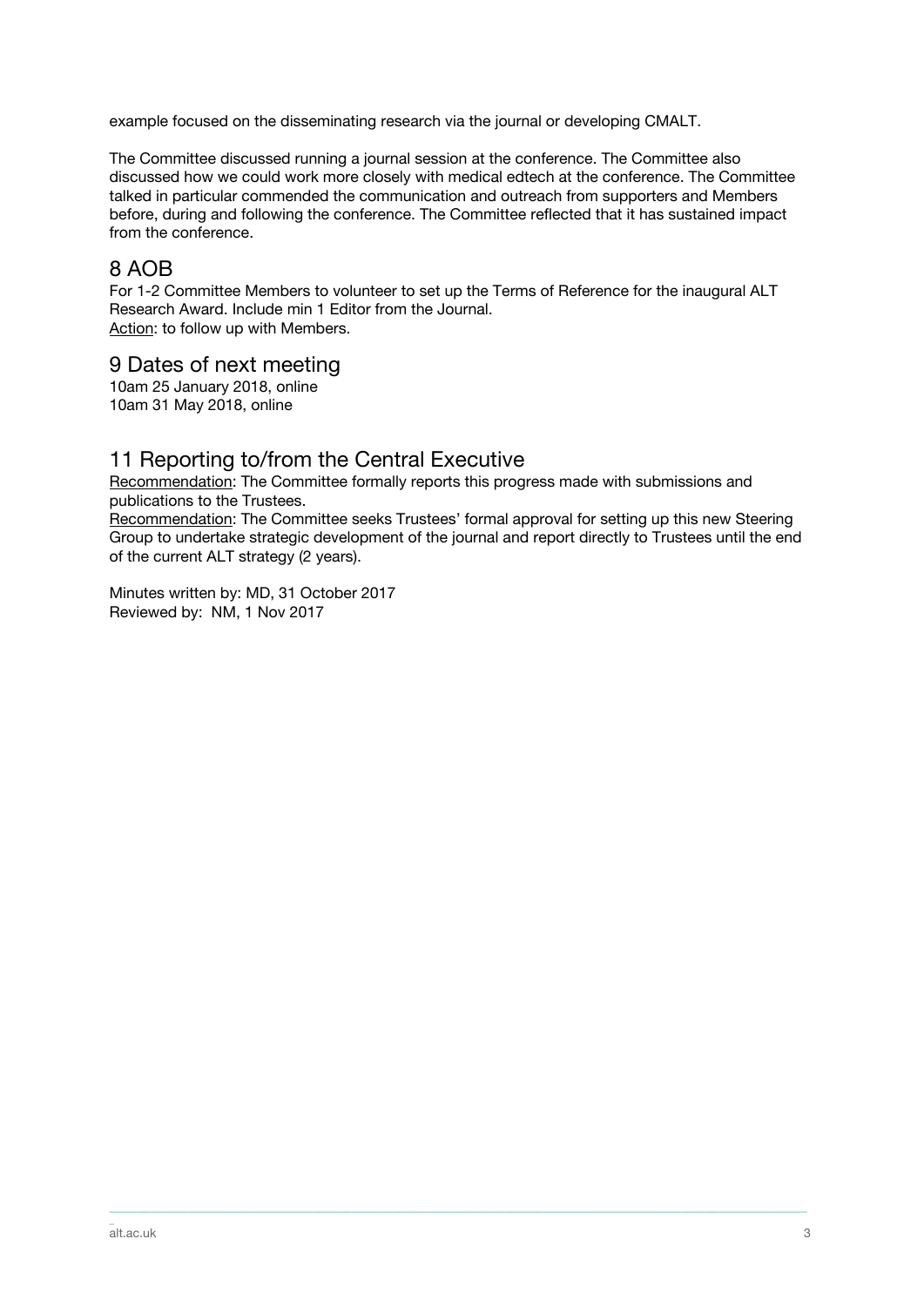example focused on the disseminating research via the journal or developing CMALT.

The Committee discussed running a journal session at the conference. The Committee also discussed how we could work more closely with medical edtech at the conference. The Committee talked in particular commended the communication and outreach from supporters and Members before, during and following the conference. The Committee reflected that it has sustained impact from the conference.

## 8 AOB

For 1-2 Committee Members to volunteer to set up the Terms of Reference for the inaugural ALT Research Award. Include min 1 Editor from the Journal.
Action: to follow up with Members.

## 9 Dates of next meeting

10am 25 January 2018, online
10am 31 May 2018, online

## 11 Reporting to/from the Central Executive

Recommendation: The Committee formally reports this progress made with submissions and publications to the Trustees.
Recommendation: The Committee seeks Trustees' formal approval for setting up this new Steering Group to undertake strategic development of the journal and report directly to Trustees until the end of the current ALT strategy (2 years).

Minutes written by: MD, 31 October 2017
Reviewed by: NM, 1 Nov 2017